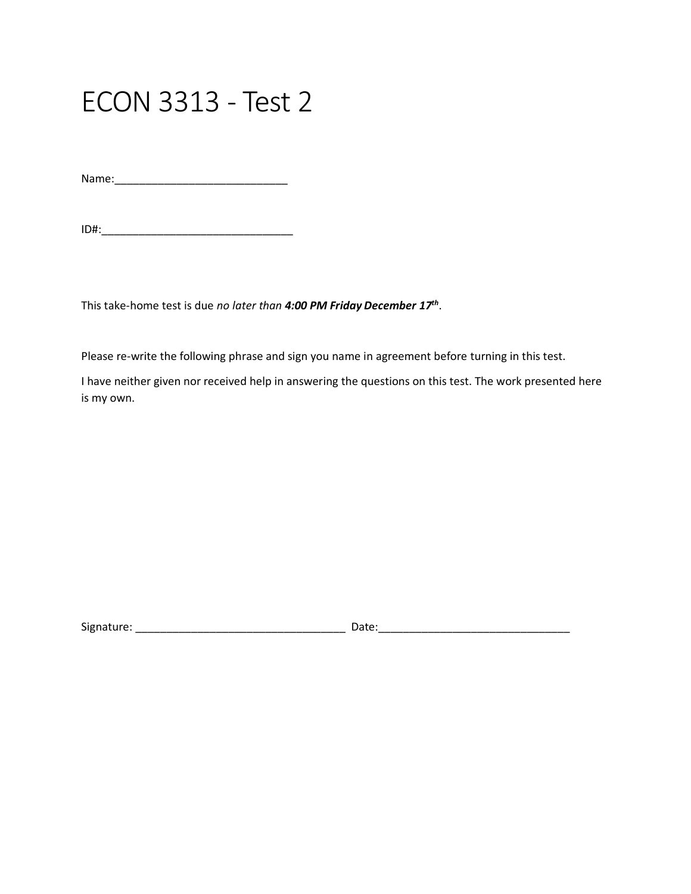# ECON 3313 - Test 2

Name:____________________________

ID#:_______________________________

This take-home test is due *no later than* ***4:00 PM Friday December 17th***.

Please re-write the following phrase and sign you name in agreement before turning in this test.

I have neither given nor received help in answering the questions on this test. The work presented here is my own.

Signature: __________________________________ Date:_______________________________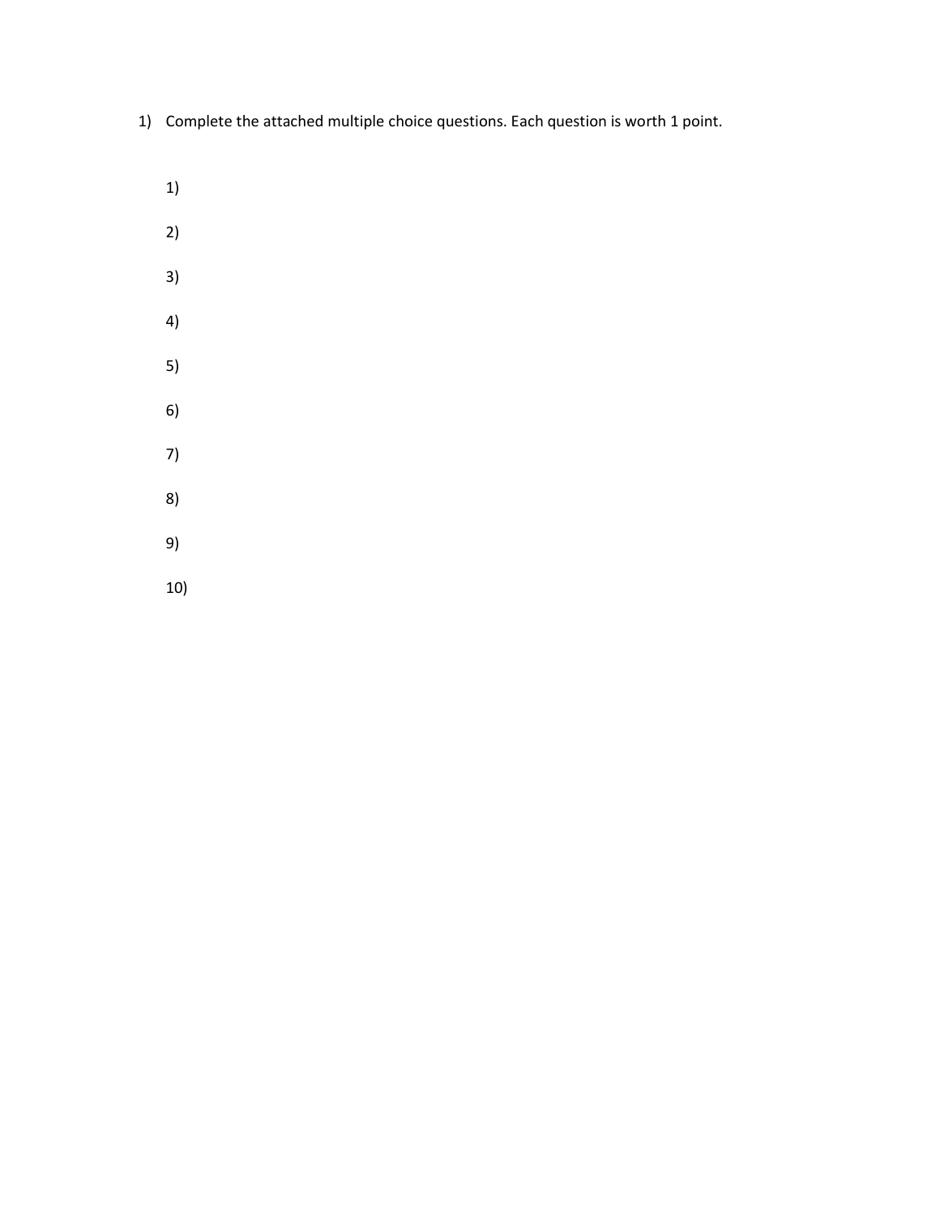1) Complete the attached multiple choice questions. Each question is worth 1 point.

    1)

    2)

    3)

    4)

    5)

    6)

    7)

    8)

    9)

    10)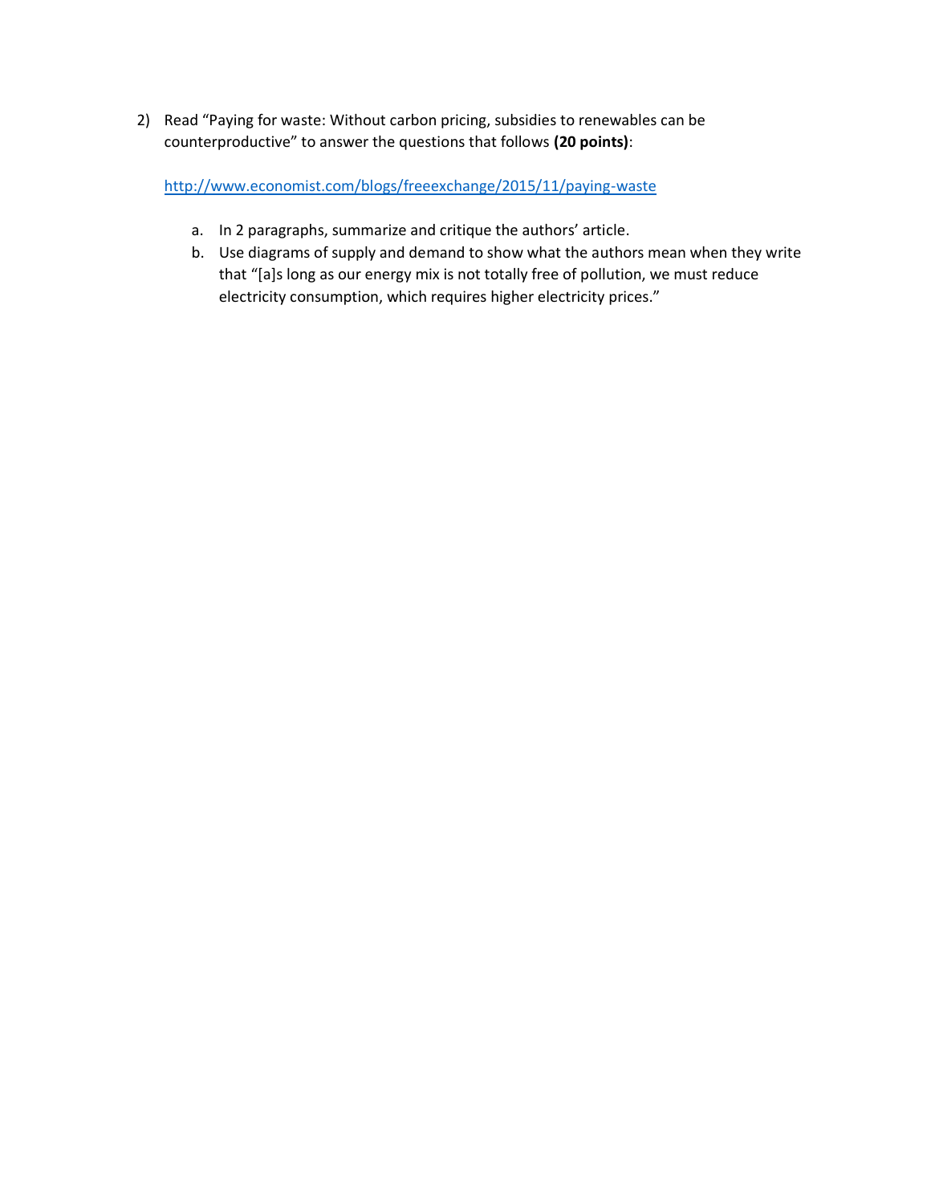2) Read "Paying for waste: Without carbon pricing, subsidies to renewables can be counterproductive" to answer the questions that follows **(20 points)**:

   [http://www.economist.com/blogs/freeexchange/2015/11/paying-waste](http://www.economist.com/blogs/freeexchange/2015/11/paying-waste)

   a. In 2 paragraphs, summarize and critique the authors' article.
   b. Use diagrams of supply and demand to show what the authors mean when they write that "[a]s long as our energy mix is not totally free of pollution, we must reduce electricity consumption, which requires higher electricity prices."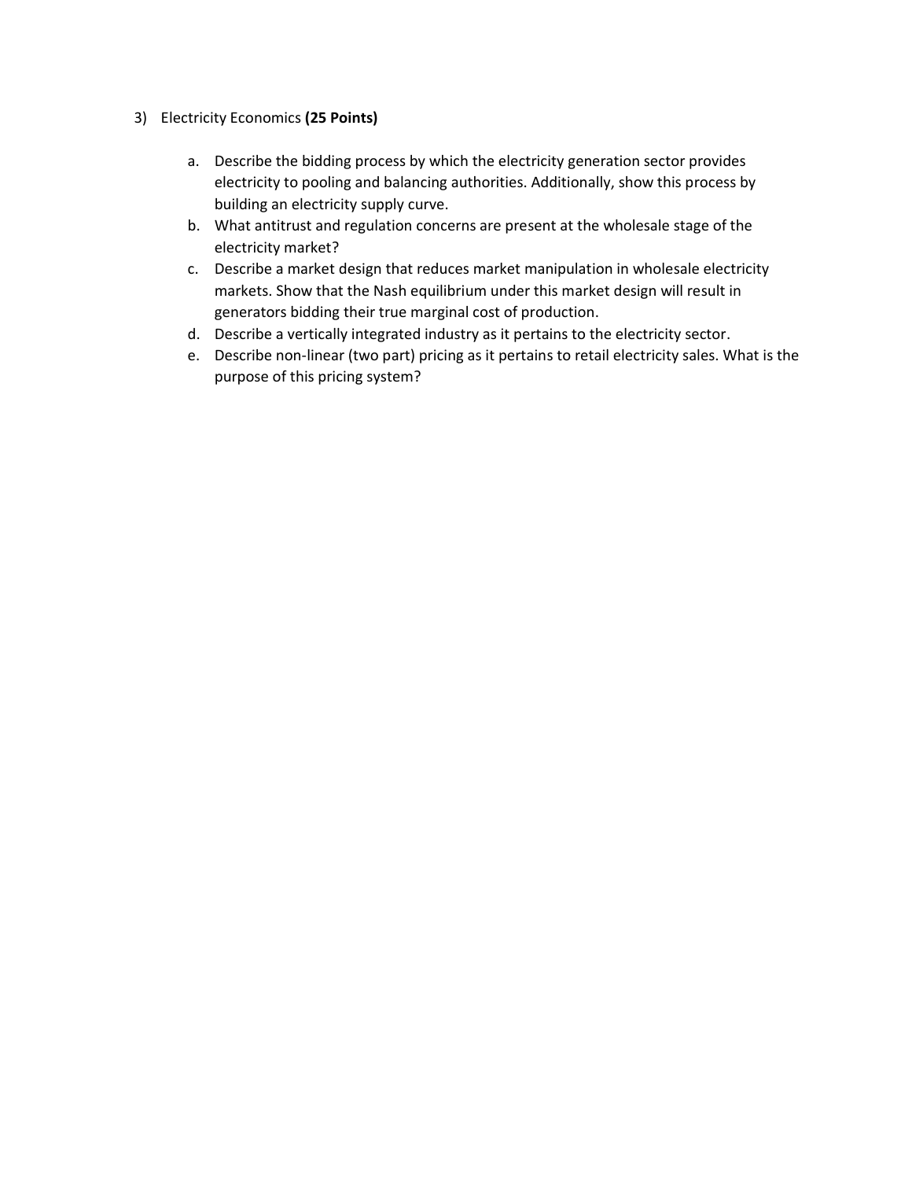3) Electricity Economics **(25 Points)**

   a. Describe the bidding process by which the electricity generation sector provides electricity to pooling and balancing authorities. Additionally, show this process by building an electricity supply curve.
   b. What antitrust and regulation concerns are present at the wholesale stage of the electricity market?
   c. Describe a market design that reduces market manipulation in wholesale electricity markets. Show that the Nash equilibrium under this market design will result in generators bidding their true marginal cost of production.
   d. Describe a vertically integrated industry as it pertains to the electricity sector.
   e. Describe non-linear (two part) pricing as it pertains to retail electricity sales. What is the purpose of this pricing system?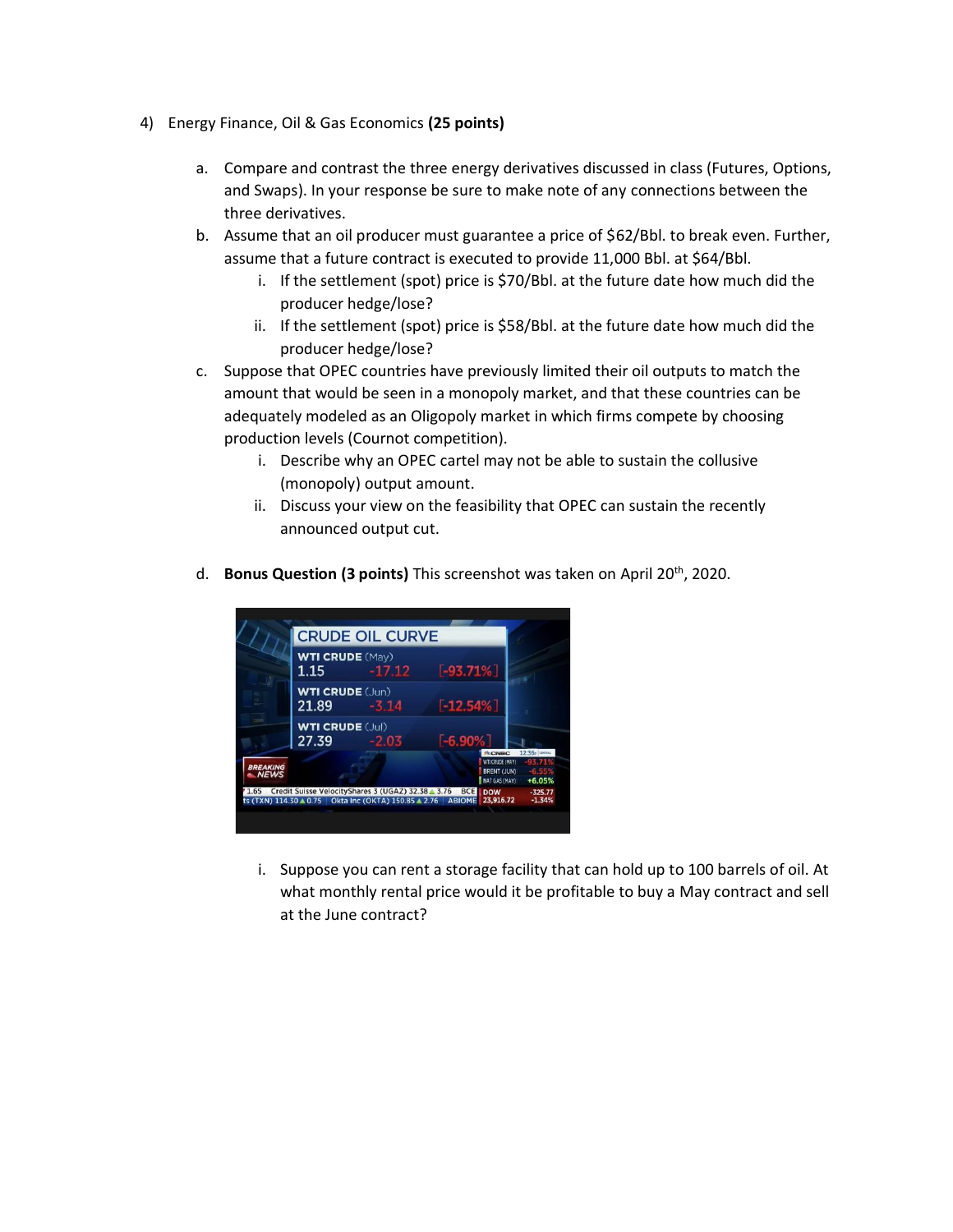4) Energy Finance, Oil & Gas Economics **(25 points)**

   a. Compare and contrast the three energy derivatives discussed in class (Futures, Options, and Swaps). In your response be sure to make note of any connections between the three derivatives.

   b. Assume that an oil producer must guarantee a price of $62/Bbl. to break even. Further, assume that a future contract is executed to provide 11,000 Bbl. at $64/Bbl.

      i. If the settlement (spot) price is $70/Bbl. at the future date how much did the producer hedge/lose?

      ii. If the settlement (spot) price is $58/Bbl. at the future date how much did the producer hedge/lose?

   c. Suppose that OPEC countries have previously limited their oil outputs to match the amount that would be seen in a monopoly market, and that these countries can be adequately modeled as an Oligopoly market in which firms compete by choosing production levels (Cournot competition).

      i. Describe why an OPEC cartel may not be able to sustain the collusive (monopoly) output amount.

      ii. Discuss your view on the feasibility that OPEC can sustain the recently announced output cut.

   d. **Bonus Question (3 points)** This screenshot was taken on April 20th, 2020.

| CRUDE OIL CURVE | | |
|---|---|---|
| WTI CRUDE (May) | | |
| 1.15 | -17.12 | [-93.71%] |
| WTI CRUDE (Jun) | | |
| 21.89 | -3.14 | [-12.54%] |
| WTI CRUDE (Jul) | | |
| 27.39 | -2.03 | [-6.90%] |

      i. Suppose you can rent a storage facility that can hold up to 100 barrels of oil. At what monthly rental price would it be profitable to buy a May contract and sell at the June contract?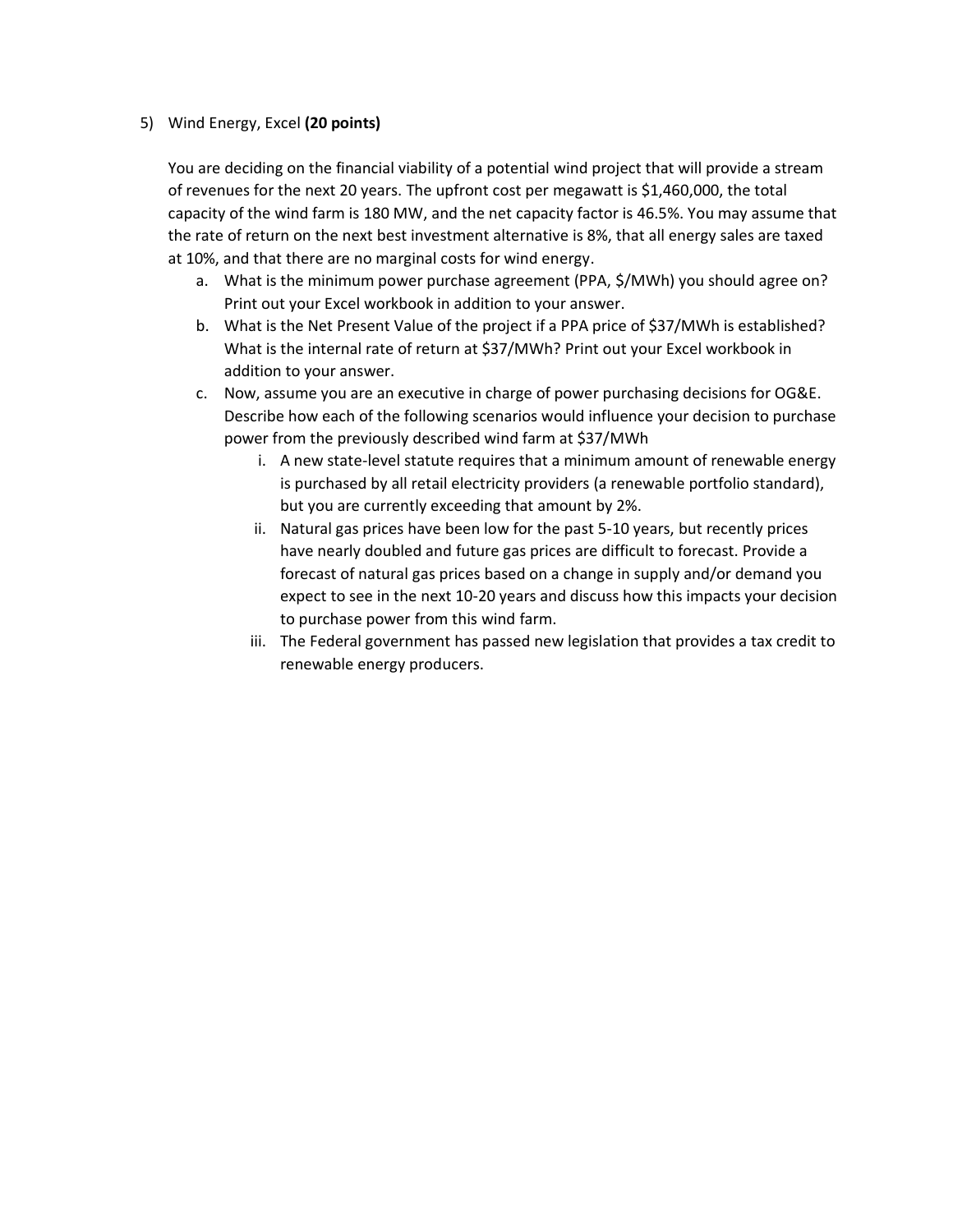5) Wind Energy, Excel **(20 points)**

You are deciding on the financial viability of a potential wind project that will provide a stream of revenues for the next 20 years. The upfront cost per megawatt is $1,460,000, the total capacity of the wind farm is 180 MW, and the net capacity factor is 46.5%. You may assume that the rate of return on the next best investment alternative is 8%, that all energy sales are taxed at 10%, and that there are no marginal costs for wind energy.

a. What is the minimum power purchase agreement (PPA, $/MWh) you should agree on? Print out your Excel workbook in addition to your answer.
b. What is the Net Present Value of the project if a PPA price of $37/MWh is established? What is the internal rate of return at $37/MWh? Print out your Excel workbook in addition to your answer.
c. Now, assume you are an executive in charge of power purchasing decisions for OG&E. Describe how each of the following scenarios would influence your decision to purchase power from the previously described wind farm at $37/MWh
    i. A new state-level statute requires that a minimum amount of renewable energy is purchased by all retail electricity providers (a renewable portfolio standard), but you are currently exceeding that amount by 2%.
    ii. Natural gas prices have been low for the past 5-10 years, but recently prices have nearly doubled and future gas prices are difficult to forecast. Provide a forecast of natural gas prices based on a change in supply and/or demand you expect to see in the next 10-20 years and discuss how this impacts your decision to purchase power from this wind farm.
    iii. The Federal government has passed new legislation that provides a tax credit to renewable energy producers.